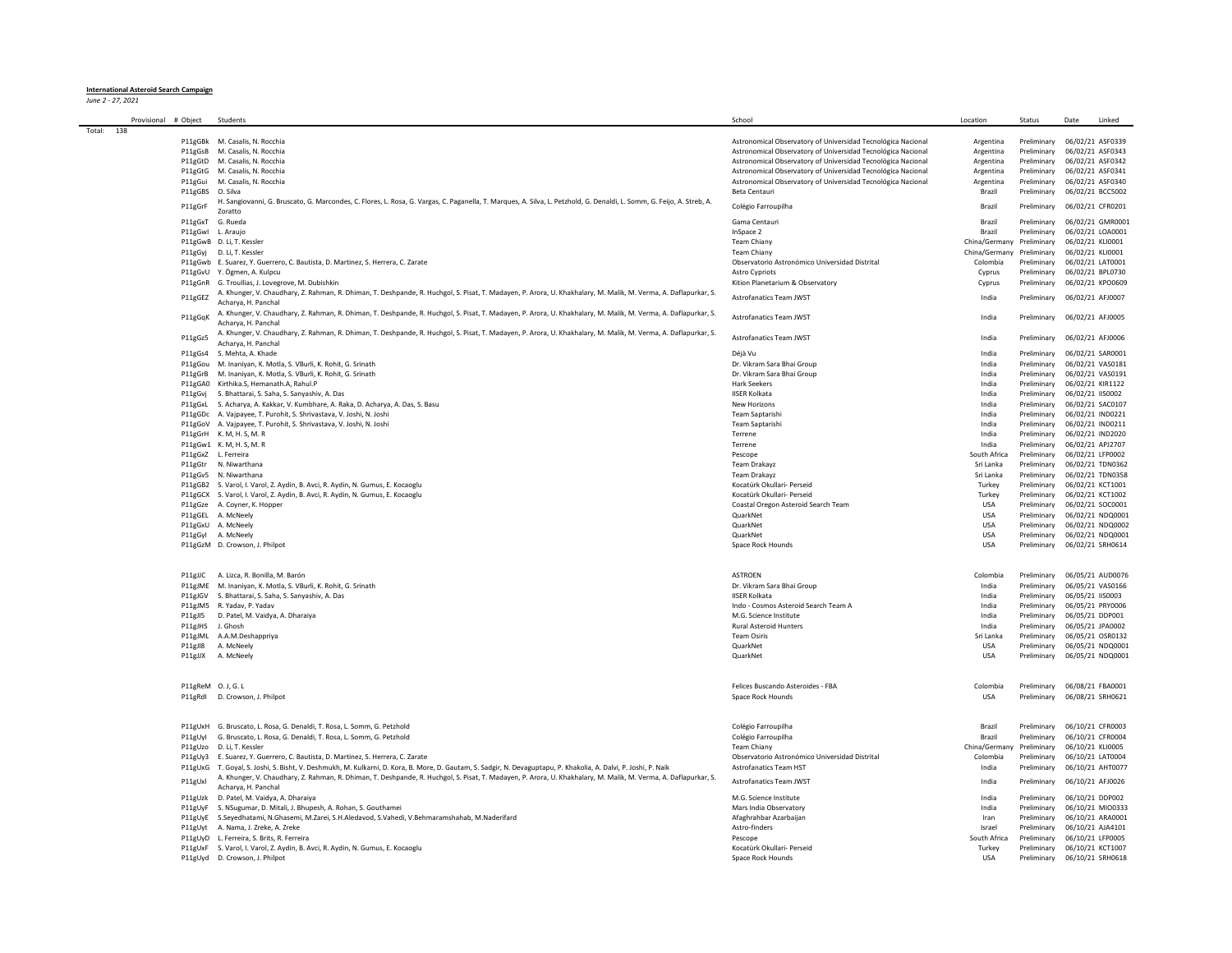**International Asteroid Search Campaign**

*June 2 - 27, 2021*

| | Provisional # | Object | Students | School | Location | Status | Date | Linked |
|---|---|---|---|---|---|---|---|---|
| Total: | 138 | | | | | | | |
| | | P11gGBk | M. Casalis, N. Rocchia | Astronomical Observatory of Universidad Tecnológica Nacional | Argentina | Preliminary | 06/02/21 | ASF0339 |
| | | P11gGsB | M. Casalis, N. Rocchia | Astronomical Observatory of Universidad Tecnológica Nacional | Argentina | Preliminary | 06/02/21 | ASF0343 |
| | | P11gGtD | M. Casalis, N. Rocchia | Astronomical Observatory of Universidad Tecnológica Nacional | Argentina | Preliminary | 06/02/21 | ASF0342 |
| | | P11gGtG | M. Casalis, N. Rocchia | Astronomical Observatory of Universidad Tecnológica Nacional | Argentina | Preliminary | 06/02/21 | ASF0341 |
| | | P11gGui | M. Casalis, N. Rocchia | Astronomical Observatory of Universidad Tecnológica Nacional | Argentina | Preliminary | 06/02/21 | ASF0340 |
| | | P11gGBS | O. Silva | Beta Centauri | Brazil | Preliminary | 06/02/21 | BCC5002 |
| | | P11gGrF | H. Sangiovanni, G. Bruscato, G. Marcondes, C. Flores, L. Rosa, G. Vargas, C. Paganella, T. Marques, A. Silva, L. Petzhold, G. Denaldi, L. Somm, G. Feijo, A. Streb, A. Zoratto | Colégio Farroupilha | Brazil | Preliminary | 06/02/21 | CFR0201 |
| | | P11gGxT | G. Rueda | Gama Centauri | Brazil | Preliminary | 06/02/21 | GMR0001 |
| | | P11gGwl | L. Araujo | InSpace 2 | Brazil | Preliminary | 06/02/21 | LOA0001 |
| | | P11gGwB | D. Li, T. Kessler | Team Chiany | China/Germany | Preliminary | 06/02/21 | KLI0001 |
| | | P11gGyj | D. Li, T. Kessler | Team Chiany | China/Germany | Preliminary | 06/02/21 | KLI0001 |
| | | P11gGwb | E. Suarez, Y. Guerrero, C. Bautista, D. Martinez, S. Herrera, C. Zarate | Observatorio Astronómico Universidad Distrital | Colombia | Preliminary | 06/02/21 | LAT0001 |
| | | P11gGvU | Y. Ögmen, A. Kulpcu | Astro Cypriots | Cyprus | Preliminary | 06/02/21 | BPL0730 |
| | | P11gGnR | G. Troullias, J. Lovegrove, M. Dubishkin | Kition Planetarium & Observatory | Cyprus | Preliminary | 06/02/21 | KPO0609 |
| | | P11gGEZ | A. Khunger, V. Chaudhary, Z. Rahman, R. Dhiman, T. Deshpande, R. Huchgol, S. Pisat, T. Madayen, P. Arora, U. Khakhalary, M. Malik, M. Verma, A. Daflapurkar, S. Acharya, H. Panchal | Astrofanatics Team JWST | India | Preliminary | 06/02/21 | AFJ0007 |
| | | P11gGqK | A. Khunger, V. Chaudhary, Z. Rahman, R. Dhiman, T. Deshpande, R. Huchgol, S. Pisat, T. Madayen, P. Arora, U. Khakhalary, M. Malik, M. Verma, A. Daflapurkar, S. Acharya, H. Panchal | Astrofanatics Team JWST | India | Preliminary | 06/02/21 | AFJ0005 |
| | | P11gGz5 | A. Khunger, V. Chaudhary, Z. Rahman, R. Dhiman, T. Deshpande, R. Huchgol, S. Pisat, T. Madayen, P. Arora, U. Khakhalary, M. Malik, M. Verma, A. Daflapurkar, S. Acharya, H. Panchal | Astrofanatics Team JWST | India | Preliminary | 06/02/21 | AFJ0006 |
| | | P11gGs4 | S. Mehta, A. Khade | Déjà Vu | India | Preliminary | 06/02/21 | SAR0001 |
| | | P11gGou | M. Inaniyan, K. Motla, S. VBurli, K. Rohit, G. Srinath | Dr. Vikram Sara Bhai Group | India | Preliminary | 06/02/21 | VAS0181 |
| | | P11gGrB | M. Inaniyan, K. Motla, S. VBurli, K. Rohit, G. Srinath | Dr. Vikram Sara Bhai Group | India | Preliminary | 06/02/21 | VAS0191 |
| | | P11gGA0 | Kirthika.S, Hemanath.A, Rahul.P | Hark Seekers | India | Preliminary | 06/02/21 | KIR1122 |
| | | P11gGvj | S. Bhattarai, S. Saha, S. Sanyashiv, A. Das | IISER Kolkata | India | Preliminary | 06/02/21 | IIS0002 |
| | | P11gGxL | S. Acharya, A. Kakkar, V. Kumbhare, A. Raka, D. Acharya, A. Das, S. Basu | New Horizons | India | Preliminary | 06/02/21 | SAC0107 |
| | | P11gGDc | A. Vajpayee, T. Purohit, S. Shrivastava, V. Joshi, N. Joshi | Team Saptarishi | India | Preliminary | 06/02/21 | IND0221 |
| | | P11gGoV | A. Vajpayee, T. Purohit, S. Shrivastava, V. Joshi, N. Joshi | Team Saptarishi | India | Preliminary | 06/02/21 | IND0211 |
| | | P11gGrH | K. M, H. S, M. R | Terrene | India | Preliminary | 06/02/21 | IND2020 |
| | | P11gGw1 | K. M, H. S, M. R | Terrene | India | Preliminary | 06/02/21 | APJ2707 |
| | | P11gGxZ | L. Ferreira | Pescope | South Africa | Preliminary | 06/02/21 | LFP0002 |
| | | P11gGtr | N. Niwarthana | Team Drakayz | Sri Lanka | Preliminary | 06/02/21 | TDN0362 |
| | | P11gGv5 | N. Niwarthana | Team Drakayz | Sri Lanka | Preliminary | 06/02/21 | TDN0358 |
| | | P11gGB2 | S. Varol, I. Varol, Z. Aydin, B. Avci, R. Aydin, N. Gumus, E. Kocaoglu | Kocatürk Okullari- Perseid | Turkey | Preliminary | 06/02/21 | KCT1001 |
| | | P11gGCX | S. Varol, I. Varol, Z. Aydin, B. Avci, R. Aydin, N. Gumus, E. Kocaoglu | Kocatürk Okullari- Perseid | Turkey | Preliminary | 06/02/21 | KCT1002 |
| | | P11gGze | A. Coyner, K. Hopper | Coastal Oregon Asteroid Search Team | USA | Preliminary | 06/02/21 | SOC0001 |
| | | P11gGEL | A. McNeely | QuarkNet | USA | Preliminary | 06/02/21 | NDQ0001 |
| | | P11gGxU | A. McNeely | QuarkNet | USA | Preliminary | 06/02/21 | NDQ0002 |
| | | P11gGyl | A. McNeely | QuarkNet | USA | Preliminary | 06/02/21 | NDQ0001 |
| | | P11gGzM | D. Crowson, J. Philpot | Space Rock Hounds | USA | Preliminary | 06/02/21 | SRH0614 |
| | | | | | | | | |
| | | P11gJJC | A. Lizca, R. Bonilla, M. Barón | ASTROEN | Colombia | Preliminary | 06/05/21 | AUD0076 |
| | | P11gJME | M. Inaniyan, K. Motla, S. VBurli, K. Rohit, G. Srinath | Dr. Vikram Sara Bhai Group | India | Preliminary | 06/05/21 | VAS0166 |
| | | P11gJGV | S. Bhattarai, S. Saha, S. Sanyashiv, A. Das | IISER Kolkata | India | Preliminary | 06/05/21 | IIS0003 |
| | | P11gJM5 | R. Yadav, P. Yadav | Indo - Cosmos Asteroid Search Team A | India | Preliminary | 06/05/21 | PRY0006 |
| | | P11gJI5 | D. Patel, M. Vaidya, A. Dharaiya | M.G. Science Institute | India | Preliminary | 06/05/21 | DDP001 |
| | | P11gJHS | J. Ghosh | Rural Asteroid Hunters | India | Preliminary | 06/05/21 | JPA0002 |
| | | P11gJML | A.A.M.Deshappriya | Team Osiris | Sri Lanka | Preliminary | 06/05/21 | OSR0132 |
| | | P11gJI8 | A. McNeely | QuarkNet | USA | Preliminary | 06/05/21 | NDQ0001 |
| | | P11gJJX | A. McNeely | QuarkNet | USA | Preliminary | 06/05/21 | NDQ0001 |
| | | | | | | | | |
| | | P11gReM | O. J, G. L | Felices Buscando Asteroides - FBA | Colombia | Preliminary | 06/08/21 | FBA0001 |
| | | P11gRdl | D. Crowson, J. Philpot | Space Rock Hounds | USA | Preliminary | 06/08/21 | SRH0621 |
| | | | | | | | | |
| | | P11gUxH | G. Bruscato, L. Rosa, G. Denaldi, T. Rosa, L. Somm, G. Petzhold | Colégio Farroupilha | Brazil | Preliminary | 06/10/21 | CFR0003 |
| | | P11gUyl | G. Bruscato, L. Rosa, G. Denaldi, T. Rosa, L. Somm, G. Petzhold | Colégio Farroupilha | Brazil | Preliminary | 06/10/21 | CFR0004 |
| | | P11gUzo | D. Li, T. Kessler | Team Chiany | China/Germany | Preliminary | 06/10/21 | KLI0005 |
| | | P11gUy3 | E. Suarez, Y. Guerrero, C. Bautista, D. Martinez, S. Herrera, C. Zarate | Observatorio Astronómico Universidad Distrital | Colombia | Preliminary | 06/10/21 | LAT0004 |
| | | P11gUxG | T. Goyal, S. Joshi, S. Bisht, V. Deshmukh, M. Kulkarni, D. Kora, B. More, D. Gautam, S. Sadgir, N. Devaguptapu, P. Khakolia, A. Dalvi, P. Joshi, P. Naik | Astrofanatics Team HST | India | Preliminary | 06/10/21 | AHT0077 |
| | | P11gUxl | A. Khunger, V. Chaudhary, Z. Rahman, R. Dhiman, T. Deshpande, R. Huchgol, S. Pisat, T. Madayen, P. Arora, U. Khakhalary, M. Malik, M. Verma, A. Daflapurkar, S. Acharya, H. Panchal | Astrofanatics Team JWST | India | Preliminary | 06/10/21 | AFJ0026 |
| | | P11gUzk | D. Patel, M. Vaidya, A. Dharaiya | M.G. Science Institute | India | Preliminary | 06/10/21 | DDP002 |
| | | P11gUyF | S. NSugumar, D. Mitali, J. Bhupesh, A. Rohan, S. Gouthamei | Mars India Observatory | India | Preliminary | 06/10/21 | MIO0333 |
| | | P11gUyE | S.Seyedhatami, N.Ghasemi, M.Zarei, S.H.Aledavod, S.Vahedi, V.Behmaramshahab, M.Naderifard | Afaghrahbar Azarbaijan | Iran | Preliminary | 06/10/21 | ARA0001 |
| | | P11gUyt | A. Nama, J. Zreke, A. Zreke | Astro-finders | Israel | Preliminary | 06/10/21 | AJA4101 |
| | | P11gUyD | L. Ferreira, S. Brits, R. Ferreira | Pescope | South Africa | Preliminary | 06/10/21 | LFP0005 |
| | | P11gUxF | S. Varol, I. Varol, Z. Aydin, B. Avci, R. Aydin, N. Gumus, E. Kocaoglu | Kocatürk Okullari- Perseid | Turkey | Preliminary | 06/10/21 | KCT1007 |
| | | P11gUyd | D. Crowson, J. Philpot | Space Rock Hounds | USA | Preliminary | 06/10/21 | SRH0618 |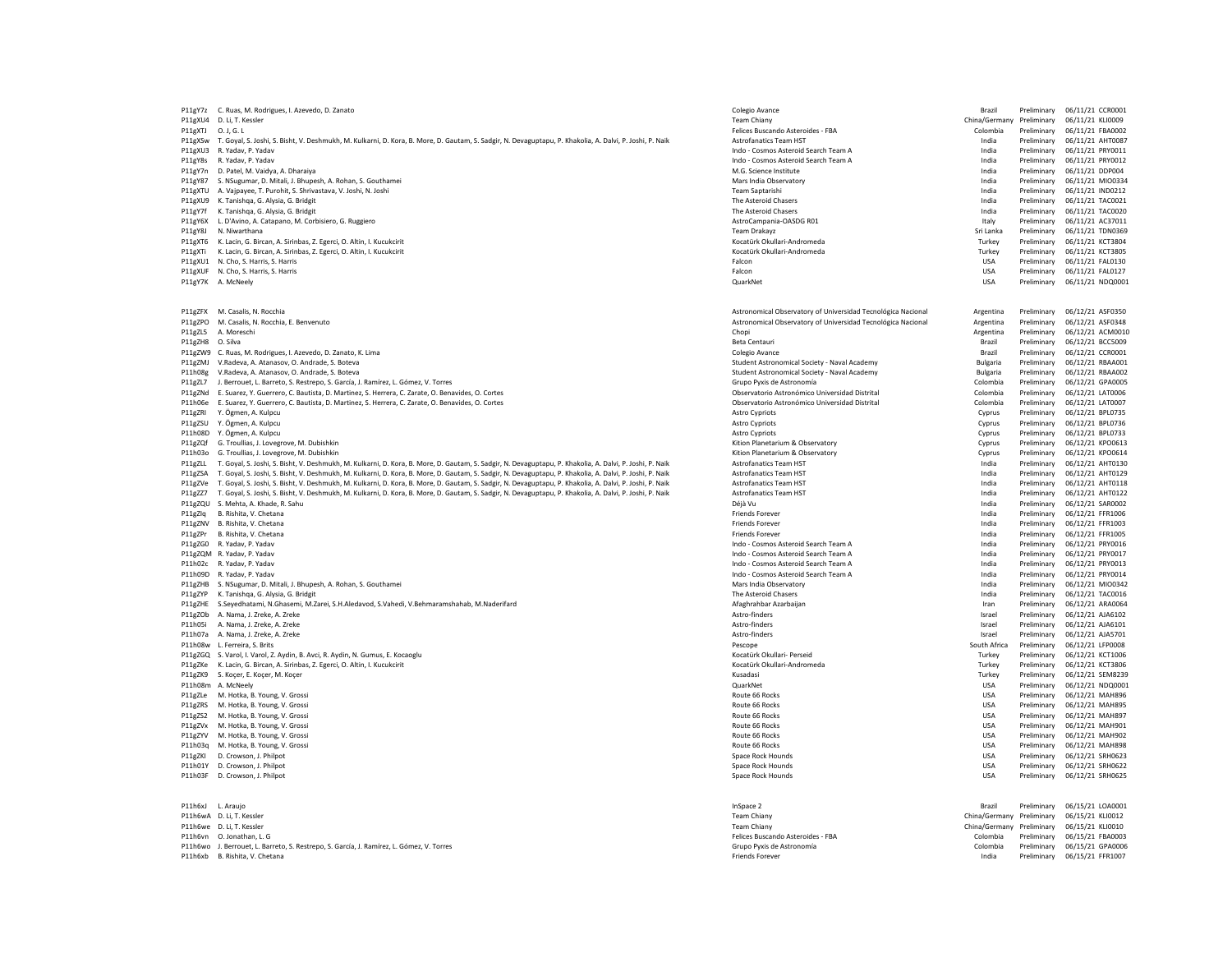| | | | | | | |
|---|---|---|---|---|---|---|
| P11gY7z | C. Ruas, M. Rodrigues, I. Azevedo, D. Zanato | Colegio Avance | Brazil | Preliminary | 06/11/21 | CCR0001 |
| P11gXU4 | D. Li, T. Kessler | Team Chiany | China/Germany | Preliminary | 06/11/21 | KLI0009 |
| P11gXTJ | O. J, G. L | Felices Buscando Asteroides - FBA | Colombia | Preliminary | 06/11/21 | FBA0002 |
| P11gXSw | T. Goyal, S. Joshi, S. Bisht, V. Deshmukh, M. Kulkarni, D. Kora, B. More, D. Gautam, S. Sadgir, N. Devaguptapu, P. Khakolia, A. Dalvi, P. Joshi, P. Naik | Astrofanatics Team HST | India | Preliminary | 06/11/21 | AHT0087 |
| P11gXU3 | R. Yadav, P. Yadav | Indo - Cosmos Asteroid Search Team A | India | Preliminary | 06/11/21 | PRY0011 |
| P11gY8s | R. Yadav, P. Yadav | Indo - Cosmos Asteroid Search Team A | India | Preliminary | 06/11/21 | PRY0012 |
| P11gY7n | D. Patel, M. Vaidya, A. Dharaiya | M.G. Science Institute | India | Preliminary | 06/11/21 | DDP004 |
| P11gY87 | S. NSugumar, D. Mitali, J. Bhupesh, A. Rohan, S. Gouthamei | Mars India Observatory | India | Preliminary | 06/11/21 | MIO0334 |
| P11gXTU | A. Vajpayee, T. Purohit, S. Shrivastava, V. Joshi, N. Joshi | Team Saptarishi | India | Preliminary | 06/11/21 | IND0212 |
| P11gXU9 | K. Tanishqa, G. Alysia, G. Bridgit | The Asteroid Chasers | India | Preliminary | 06/11/21 | TAC0021 |
| P11gY7f | K. Tanishqa, G. Alysia, G. Bridgit | The Asteroid Chasers | India | Preliminary | 06/11/21 | TAC0020 |
| P11gY6X | L. D'Avino, A. Catapano, M. Corbisiero, G. Ruggiero | AstroCampania-OASDG R01 | Italy | Preliminary | 06/11/21 | AC37011 |
| P11gY8J | N. Niwarthana | Team Drakayz | Sri Lanka | Preliminary | 06/11/21 | TDN0369 |
| P11gXT6 | K. Lacin, G. Bircan, A. Sirinbas, Z. Egerci, O. Altin, I. Kucukcirit | Kocatürk Okullari-Andromeda | Turkey | Preliminary | 06/11/21 | KCT3804 |
| P11gXTi | K. Lacin, G. Bircan, A. Sirinbas, Z. Egerci, O. Altin, I. Kucukcirit | Kocatürk Okullari-Andromeda | Turkey | Preliminary | 06/11/21 | KCT3805 |
| P11gXU1 | N. Cho, S. Harris, S. Harris | Falcon | USA | Preliminary | 06/11/21 | FAL0130 |
| P11gXUF | N. Cho, S. Harris, S. Harris | Falcon | USA | Preliminary | 06/11/21 | FAL0127 |
| P11gY7K | A. McNeely | QuarkNet | USA | Preliminary | 06/11/21 | NDQ0001 |
| | | | | | | |
| P11gZFX | M. Casalis, N. Rocchia | Astronomical Observatory of Universidad Tecnológica Nacional | Argentina | Preliminary | 06/12/21 | ASF0350 |
| P11gZPO | M. Casalis, N. Rocchia, E. Benvenuto | Astronomical Observatory of Universidad Tecnológica Nacional | Argentina | Preliminary | 06/12/21 | ASF0348 |
| P11gZL5 | A. Moreschi | Chopi | Argentina | Preliminary | 06/12/21 | ACM0010 |
| P11gZH8 | O. Silva | Beta Centauri | Brazil | Preliminary | 06/12/21 | BCC5009 |
| P11gZW9 | C. Ruas, M. Rodrigues, I. Azevedo, D. Zanato, K. Lima | Colegio Avance | Brazil | Preliminary | 06/12/21 | CCR0001 |
| P11gZMJ | V.Radeva, A. Atanasov, O. Andrade, S. Boteva | Student Astronomical Society - Naval Academy | Bulgaria | Preliminary | 06/12/21 | RBAA001 |
| P11h08g | V.Radeva, A. Atanasov, O. Andrade, S. Boteva | Student Astronomical Society - Naval Academy | Bulgaria | Preliminary | 06/12/21 | RBAA002 |
| P11gZL7 | J. Berrouet, L. Barreto, S. Restrepo, S. García, J. Ramírez, L. Gómez, V. Torres | Grupo Pyxis de Astronomía | Colombia | Preliminary | 06/12/21 | GPA0005 |
| P11gZNd | E. Suarez, Y. Guerrero, C. Bautista, D. Martinez, S. Herrera, C. Zarate, O. Benavides, O. Cortes | Observatorio Astronómico Universidad Distrital | Colombia | Preliminary | 06/12/21 | LAT0006 |
| P11h06e | E. Suarez, Y. Guerrero, C. Bautista, D. Martinez, S. Herrera, C. Zarate, O. Benavides, O. Cortes | Observatorio Astronómico Universidad Distrital | Colombia | Preliminary | 06/12/21 | LAT0007 |
| P11gZRI | Y. Ögmen, A. Kulpcu | Astro Cypriots | Cyprus | Preliminary | 06/12/21 | BPL0735 |
| P11gZSU | Y. Ögmen, A. Kulpcu | Astro Cypriots | Cyprus | Preliminary | 06/12/21 | BPL0736 |
| P11h08D | Y. Ögmen, A. Kulpcu | Astro Cypriots | Cyprus | Preliminary | 06/12/21 | BPL0733 |
| P11gZQf | G. Troullias, J. Lovegrove, M. Dubishkin | Kition Planetarium & Observatory | Cyprus | Preliminary | 06/12/21 | KPO0613 |
| P11h03o | G. Troullias, J. Lovegrove, M. Dubishkin | Kition Planetarium & Observatory | Cyprus | Preliminary | 06/12/21 | KPO0614 |
| P11gZLL | T. Goyal, S. Joshi, S. Bisht, V. Deshmukh, M. Kulkarni, D. Kora, B. More, D. Gautam, S. Sadgir, N. Devaguptapu, P. Khakolia, A. Dalvi, P. Joshi, P. Naik | Astrofanatics Team HST | India | Preliminary | 06/12/21 | AHT0130 |
| P11gZSA | T. Goyal, S. Joshi, S. Bisht, V. Deshmukh, M. Kulkarni, D. Kora, B. More, D. Gautam, S. Sadgir, N. Devaguptapu, P. Khakolia, A. Dalvi, P. Joshi, P. Naik | Astrofanatics Team HST | India | Preliminary | 06/12/21 | AHT0129 |
| P11gZVe | T. Goyal, S. Joshi, S. Bisht, V. Deshmukh, M. Kulkarni, D. Kora, B. More, D. Gautam, S. Sadgir, N. Devaguptapu, P. Khakolia, A. Dalvi, P. Joshi, P. Naik | Astrofanatics Team HST | India | Preliminary | 06/12/21 | AHT0118 |
| P11gZZ7 | T. Goyal, S. Joshi, S. Bisht, V. Deshmukh, M. Kulkarni, D. Kora, B. More, D. Gautam, S. Sadgir, N. Devaguptapu, P. Khakolia, A. Dalvi, P. Joshi, P. Naik | Astrofanatics Team HST | India | Preliminary | 06/12/21 | AHT0122 |
| P11gZQU | S. Mehta, A. Khade, R. Sahu | Déjà Vu | India | Preliminary | 06/12/21 | SAR0002 |
| P11gZIq | B. Rishita, V. Chetana | Friends Forever | India | Preliminary | 06/12/21 | FFR1006 |
| P11gZNV | B. Rishita, V. Chetana | Friends Forever | India | Preliminary | 06/12/21 | FFR1003 |
| P11gZPr | B. Rishita, V. Chetana | Friends Forever | India | Preliminary | 06/12/21 | FFR1005 |
| P11gZG0 | R. Yadav, P. Yadav | Indo - Cosmos Asteroid Search Team A | India | Preliminary | 06/12/21 | PRY0016 |
| P11gZQM | R. Yadav, P. Yadav | Indo - Cosmos Asteroid Search Team A | India | Preliminary | 06/12/21 | PRY0017 |
| P11h02c | R. Yadav, P. Yadav | Indo - Cosmos Asteroid Search Team A | India | Preliminary | 06/12/21 | PRY0013 |
| P11h09D | R. Yadav, P. Yadav | Indo - Cosmos Asteroid Search Team A | India | Preliminary | 06/12/21 | PRY0014 |
| P11gZHB | S. NSugumar, D. Mitali, J. Bhupesh, A. Rohan, S. Gouthamei | Mars India Observatory | India | Preliminary | 06/12/21 | MIO0342 |
| P11gZYP | K. Tanishqa, G. Alysia, G. Bridgit | The Asteroid Chasers | India | Preliminary | 06/12/21 | TAC0016 |
| P11gZHE | S.Seyedhatami, N.Ghasemi, M.Zarei, S.H.Aledavod, S.Vahedi, V.Behmaramshahab, M.Naderifard | Afaghrahbar Azarbaijan | Iran | Preliminary | 06/12/21 | ARA0064 |
| P11gZOb | A. Nama, J. Zreke, A. Zreke | Astro-finders | Israel | Preliminary | 06/12/21 | AJA6102 |
| P11h05i | A. Nama, J. Zreke, A. Zreke | Astro-finders | Israel | Preliminary | 06/12/21 | AJA6101 |
| P11h07a | A. Nama, J. Zreke, A. Zreke | Astro-finders | Israel | Preliminary | 06/12/21 | AJA5701 |
| P11h08w | L. Ferreira, S. Brits | Pescope | South Africa | Preliminary | 06/12/21 | LFP0008 |
| P11gZGQ | S. Varol, I. Varol, Z. Aydin, B. Avci, R. Aydin, N. Gumus, E. Kocaoglu | Kocatürk Okullari- Perseid | Turkey | Preliminary | 06/12/21 | KCT1006 |
| P11gZKe | K. Lacin, G. Bircan, A. Sirinbas, Z. Egerci, O. Altin, I. Kucukcirit | Kocatürk Okullari-Andromeda | Turkey | Preliminary | 06/12/21 | KCT3806 |
| P11gZK9 | S. Koçer, E. Koçer, M. Koçer | Kusadasi | Turkey | Preliminary | 06/12/21 | SEM8239 |
| P11h08m | A. McNeely | QuarkNet | USA | Preliminary | 06/12/21 | NDQ0001 |
| P11gZLe | M. Hotka, B. Young, V. Grossi | Route 66 Rocks | USA | Preliminary | 06/12/21 | MAH896 |
| P11gZRS | M. Hotka, B. Young, V. Grossi | Route 66 Rocks | USA | Preliminary | 06/12/21 | MAH895 |
| P11gZS2 | M. Hotka, B. Young, V. Grossi | Route 66 Rocks | USA | Preliminary | 06/12/21 | MAH897 |
| P11gZVx | M. Hotka, B. Young, V. Grossi | Route 66 Rocks | USA | Preliminary | 06/12/21 | MAH901 |
| P11gZYV | M. Hotka, B. Young, V. Grossi | Route 66 Rocks | USA | Preliminary | 06/12/21 | MAH902 |
| P11h03q | M. Hotka, B. Young, V. Grossi | Route 66 Rocks | USA | Preliminary | 06/12/21 | MAH898 |
| P11gZKI | D. Crowson, J. Philpot | Space Rock Hounds | USA | Preliminary | 06/12/21 | SRH0623 |
| P11h01Y | D. Crowson, J. Philpot | Space Rock Hounds | USA | Preliminary | 06/12/21 | SRH0622 |
| P11h03F | D. Crowson, J. Philpot | Space Rock Hounds | USA | Preliminary | 06/12/21 | SRH0625 |
| | | | | | | |
| P11h6xJ | L. Araujo | InSpace 2 | Brazil | Preliminary | 06/15/21 | LOA0001 |
| P11h6wA | D. Li, T. Kessler | Team Chiany | China/Germany | Preliminary | 06/15/21 | KLI0012 |
| P11h6we | D. Li, T. Kessler | Team Chiany | China/Germany | Preliminary | 06/15/21 | KLI0010 |
| P11h6vn | O. Jonathan, L. G | Felices Buscando Asteroides - FBA | Colombia | Preliminary | 06/15/21 | FBA0003 |
| P11h6wo | J. Berrouet, L. Barreto, S. Restrepo, S. García, J. Ramírez, L. Gómez, V. Torres | Grupo Pyxis de Astronomía | Colombia | Preliminary | 06/15/21 | GPA0006 |
| P11h6xb | B. Rishita, V. Chetana | Friends Forever | India | Preliminary | 06/15/21 | FFR1007 |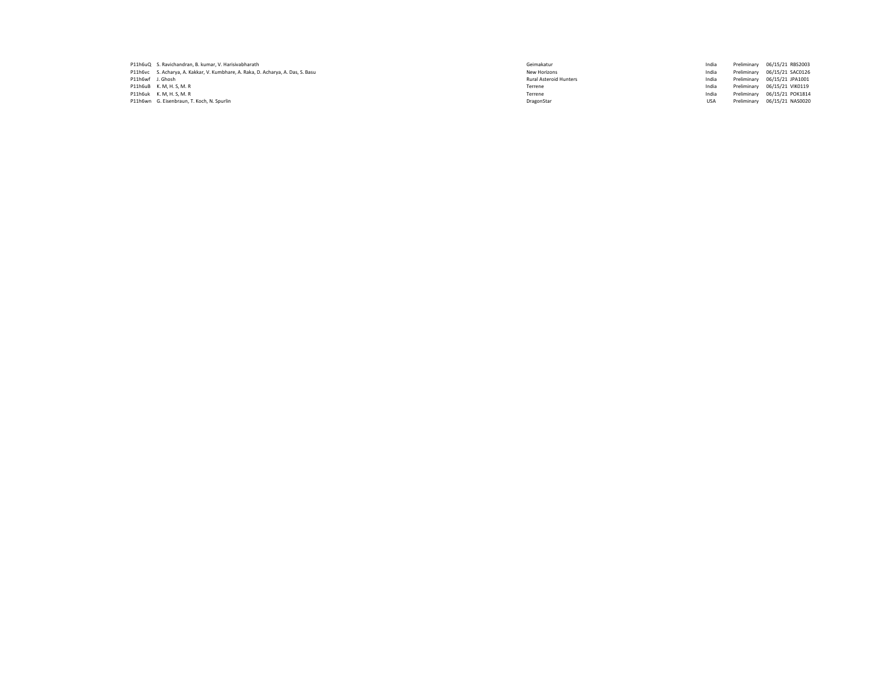| | | | | | | |
|---|---|---|---|---|---|---|
| P11h6uQ | S. Ravichandran, B. kumar, V. Harisivabharath | Geimakatur | India | Preliminary | 06/15/21 | RBS2003 |
| P11h6vc | S. Acharya, A. Kakkar, V. Kumbhare, A. Raka, D. Acharya, A. Das, S. Basu | New Horizons | India | Preliminary | 06/15/21 | SAC0126 |
| P11h6wf | J. Ghosh | Rural Asteroid Hunters | India | Preliminary | 06/15/21 | JPA1001 |
| P11h6uB | K. M, H. S, M. R | Terrene | India | Preliminary | 06/15/21 | VIK0119 |
| P11h6uk | K. M, H. S, M. R | Terrene | India | Preliminary | 06/15/21 | POK1814 |
| P11h6wn | G. Eisenbraun, T. Koch, N. Spurlin | DragonStar | USA | Preliminary | 06/15/21 | NAS0020 |